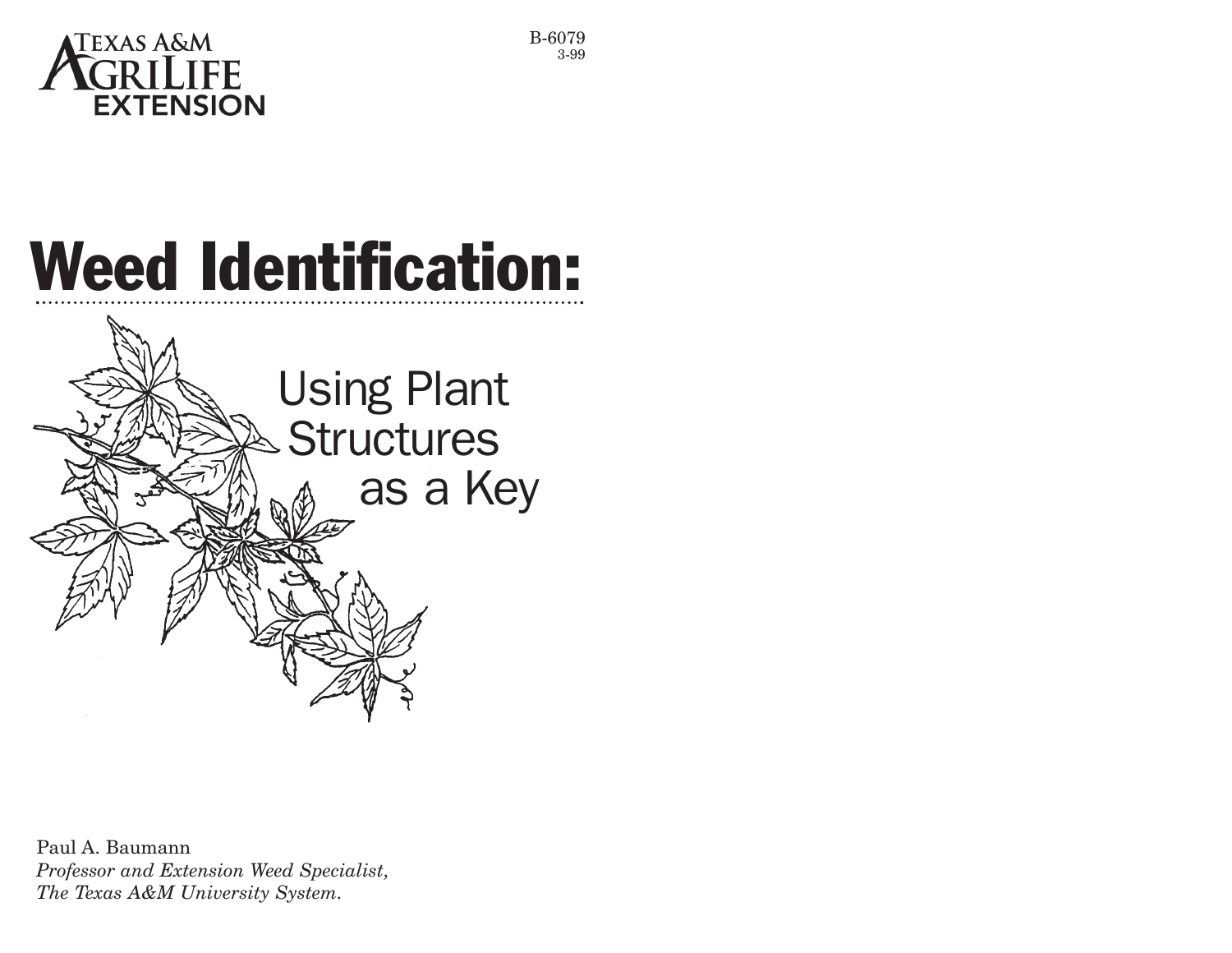Texas A&M AgriLife Extension

B-6079
3-99

# Weed Identification:

## Using Plant Structures as a Key

Paul A. Baumann
*Professor and Extension Weed Specialist,*
*The Texas A&M University System.*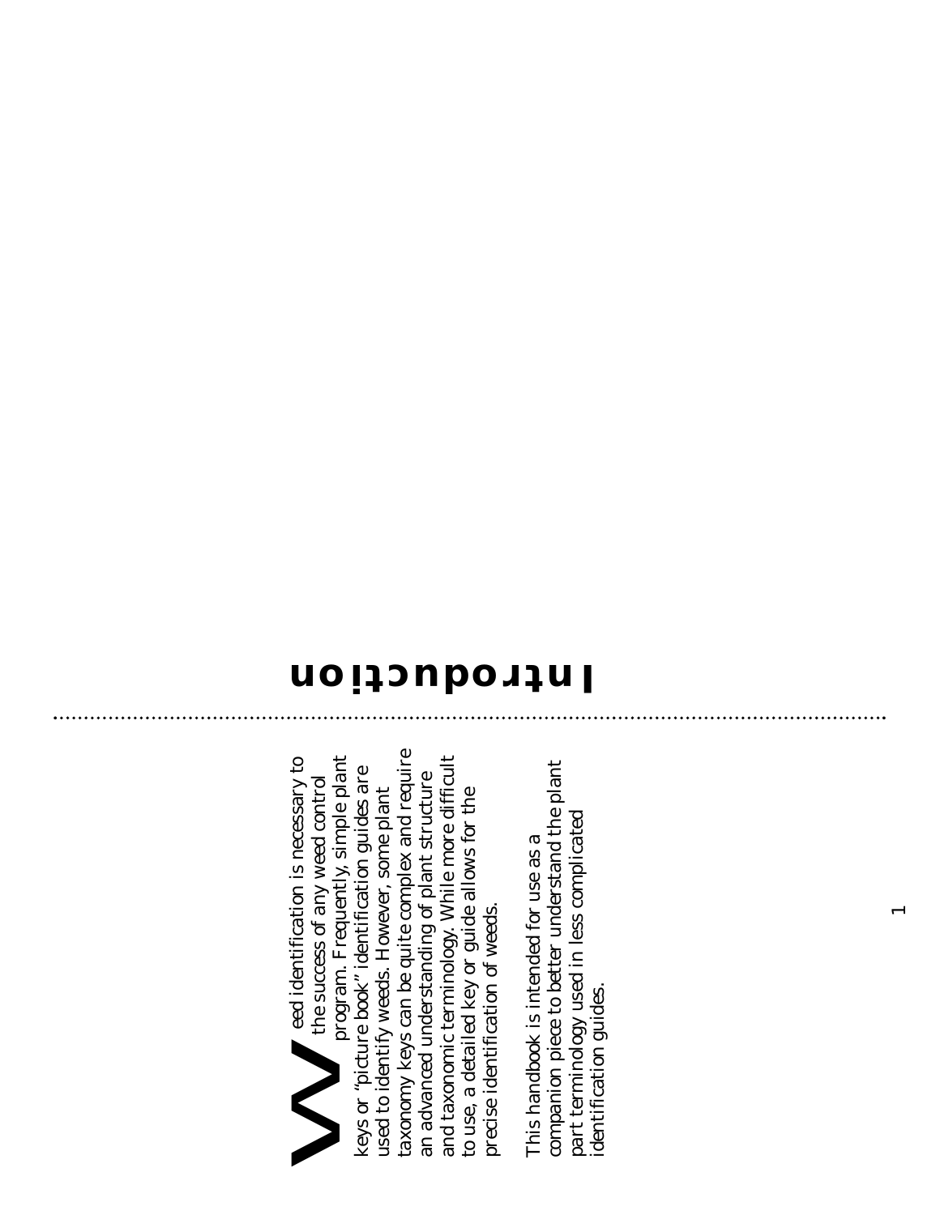# Introduction

Weed identification is necessary to the success of any weed control program. Frequently, simple plant keys or "picture book" identification guides are used to identify weeds. However, some plant taxonomy keys can be quite complex and require an advanced understanding of plant structure and taxonomic terminology. While more difficult to use, a detailed key or guide allows for the precise identification of weeds.

This handbook is intended for use as a companion piece to better understand the plant part terminology used in less complicated identification guides.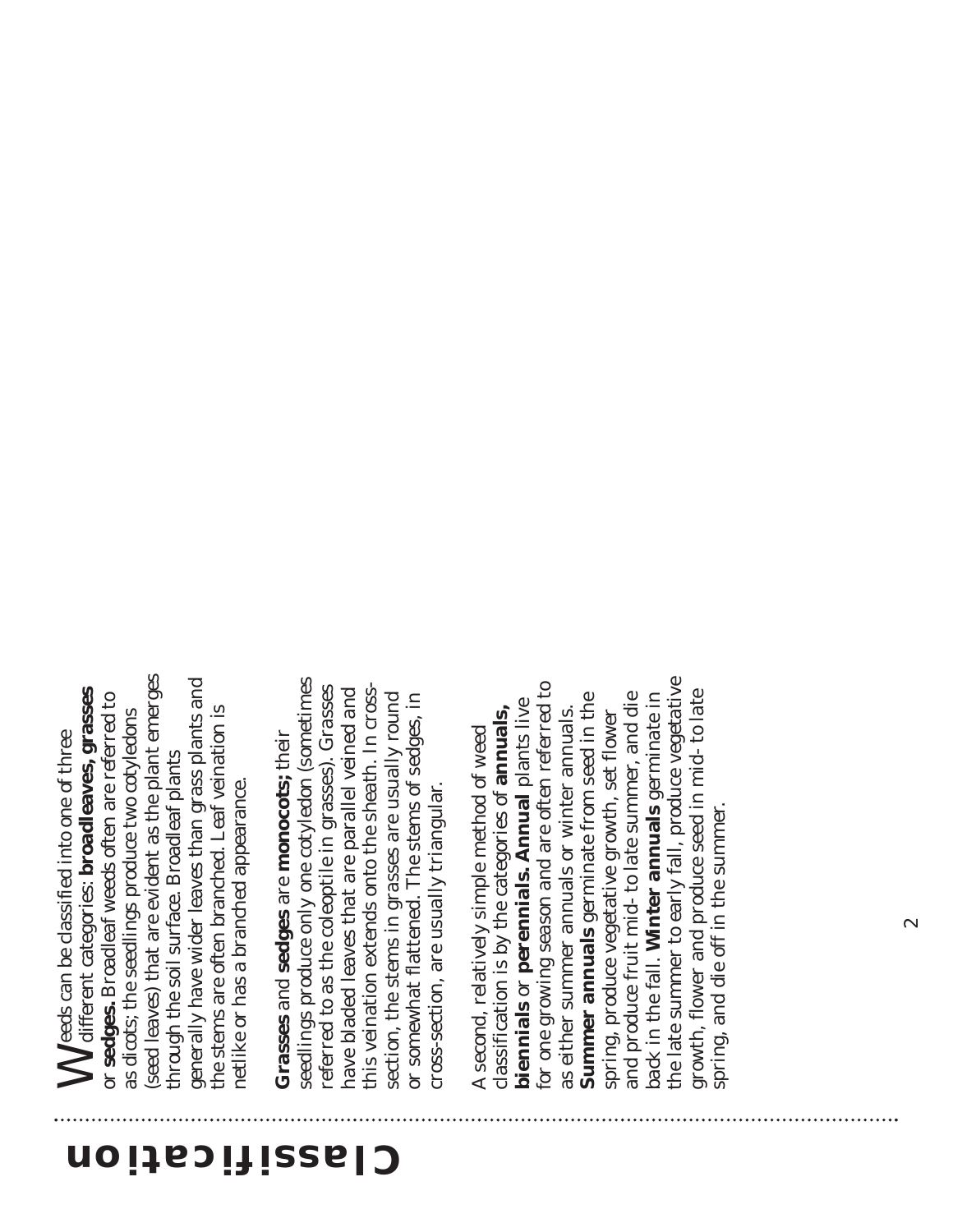# Classification

Weeds can be classified into one of three different categories: **broadleaves, grasses** or **sedges.** Broadleaf weeds often are referred to as dicots; the seedlings produce two cotyledons (seed leaves) that are evident as the plant emerges through the soil surface. Broadleaf plants generally have wider leaves than grass plants and the stems are often branched. Leaf veination is netlike or has a branched appearance.

**Grasses** and **sedges** are **monocots;** their seedlings produce only one cotyledon (sometimes referred to as the coleoptile in grasses). Grasses have bladed leaves that are parallel veined and this veination extends onto the sheath. In cross-section, the stems in grasses are usually round or somewhat flattened. The stems of sedges, in cross-section, are usually triangular.

A second, relatively simple method of weed classification is by the categories of **annuals, biennials** or **perennials. Annual** plants live for one growing season and are often referred to as either summer annuals or winter annuals. **Summer annuals** germinate from seed in the spring, produce vegetative growth, set flower and produce fruit mid- to late summer, and die back in the fall. **Winter annuals** germinate in the late summer to early fall, produce vegetative growth, flower and produce seed in mid- to late spring, and die off in the summer.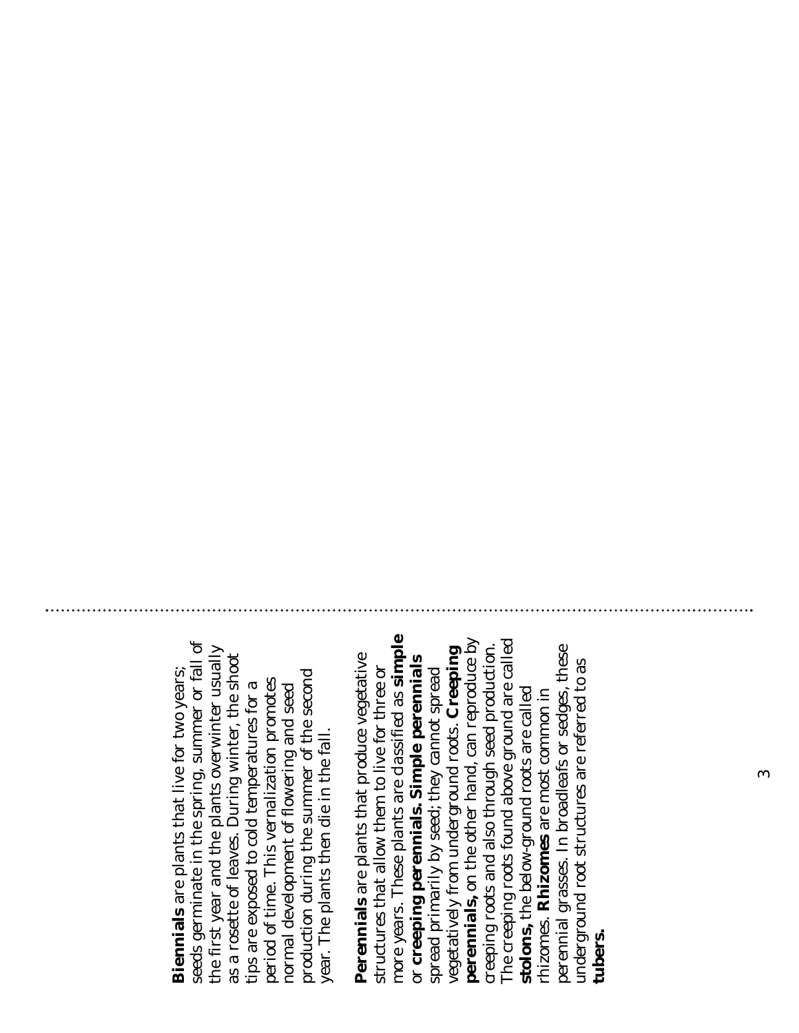**Biennials** are plants that live for two years; seeds germinate in the spring, summer or fall of the first year and the plants overwinter usually as a rosette of leaves. During winter, the shoot tips are exposed to cold temperatures for a period of time. This vernalization promotes normal development of flowering and seed production during the summer of the second year. The plants then die in the fall.

**Perennials** are plants that produce vegetative structures that allow them to live for three or more years. These plants are classified as **simple** or **creeping perennials. Simple perennials** spread primarily by seed; they cannot spread vegetatively from underground roots. **Creeping perennials,** on the other hand, can reproduce by creeping roots and also through seed production. The creeping roots found above ground are called **stolons,** the below-ground roots are called rhizomes. **Rhizomes** are most common in perennial grasses. In broadleafs or sedges, these underground root structures are referred to as **tubers.**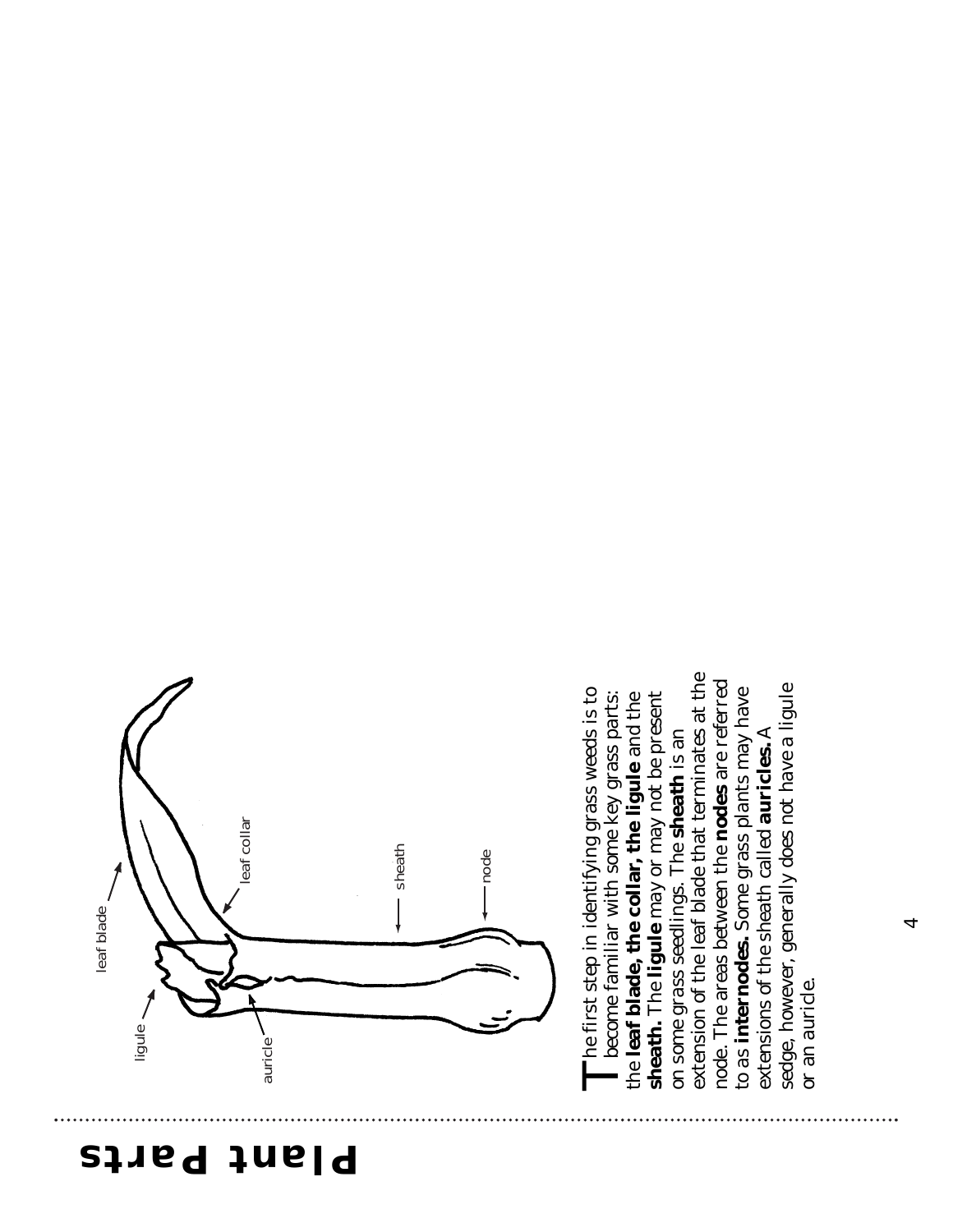# Plant Parts

The first step in identifying grass weeds is to become familiar with some key grass parts: the **leaf blade, the collar, the ligule** and the **sheath.** The **ligule** may or may not be present on some grass seedlings. The **sheath** is an extension of the leaf blade that terminates at the node. The areas between the **nodes** are referred to as **internodes.** Some grass plants may have extensions of the sheath called **auricles.** A sedge, however, generally does not have a ligule or an auricle.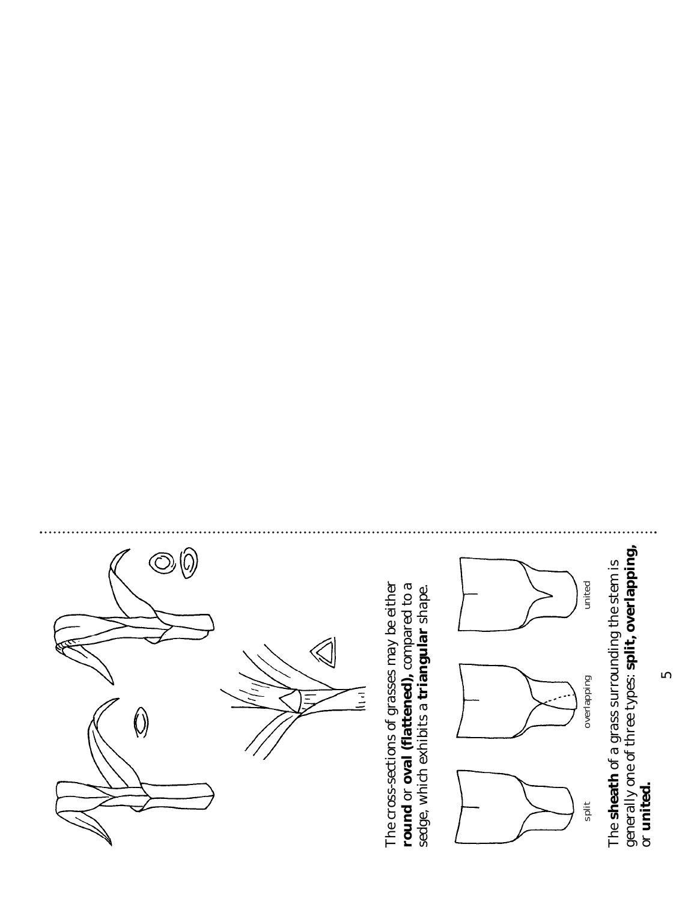The cross-sections of grasses may be either **round** or **oval (flattened)**, compared to a sedge, which exhibits a **triangular** shape.

split

overlapping

united

The **sheath** of a grass surrounding the stem is generally one of three types: **split, overlapping,** or **united.**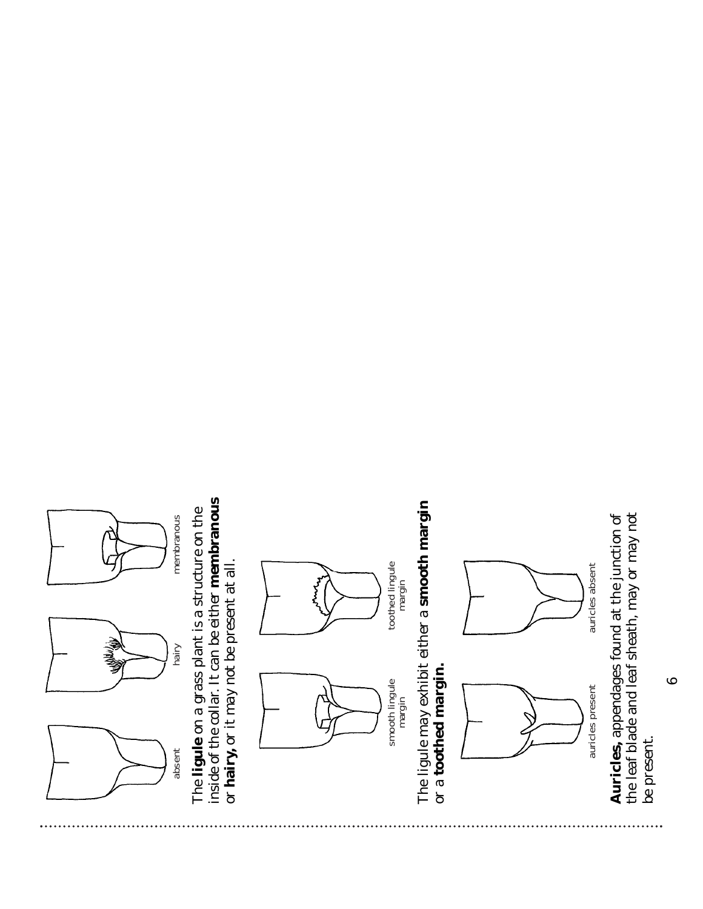absent hairy membranous

The **ligule** on a grass plant is a structure on the inside of the collar. It can be either **membranous** or **hairy,** or it may not be present at all.

smooth lingule margin toothed lingule margin

The ligule may exhibit either a **smooth margin** or a **toothed margin.**

auricles present auricles absent

**Auricles,** appendages found at the junction of the leaf blade and leaf sheath, may or may not be present.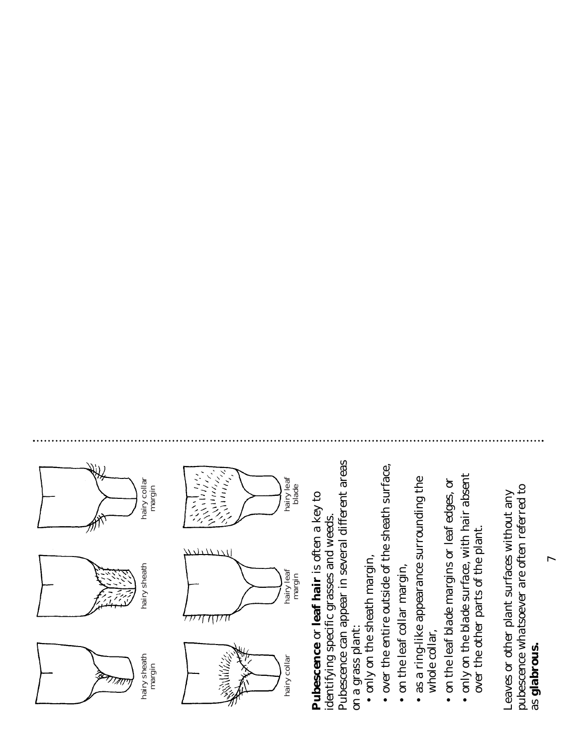hairy sheath margin

hairy sheath

hairy collar margin

hairy collar

hairy leaf margin

hairy leaf blade

**Pubescence** or **leaf hair** is often a key to identifying specific grasses and weeds. Pubescence can appear in several different areas on a grass plant:

- only on the sheath margin,
- over the entire outside of the sheath surface,
- on the leaf collar margin,
- as a ring-like appearance surrounding the whole collar,
- on the leaf blade margins or leaf edges, or
- only on the blade surface, with hair absent over the other parts of the plant.

Leaves or other plant surfaces without any pubescence whatsoever are often referred to as **glabrous.**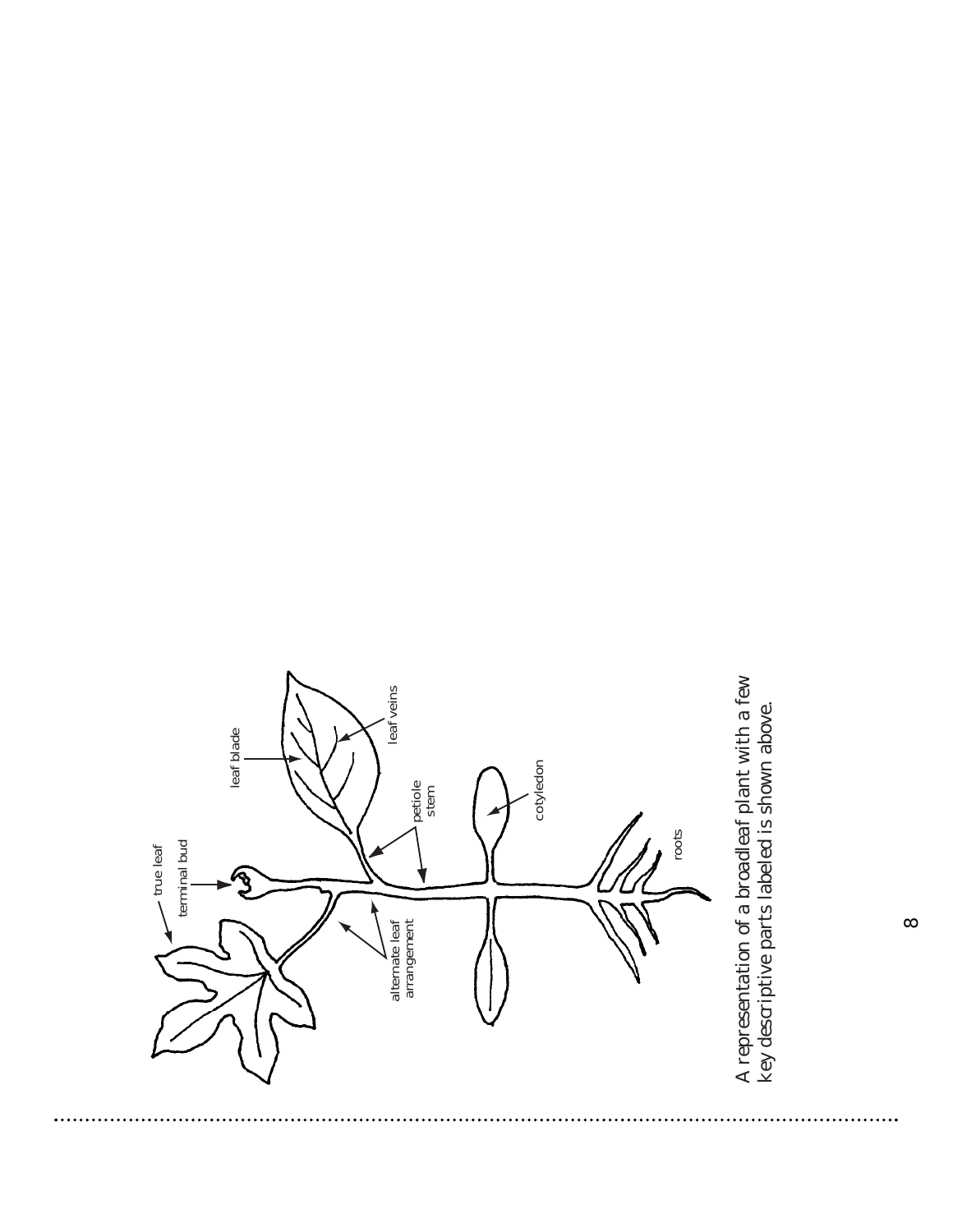A representation of a broadleaf plant with a few key descriptive parts labeled is shown above.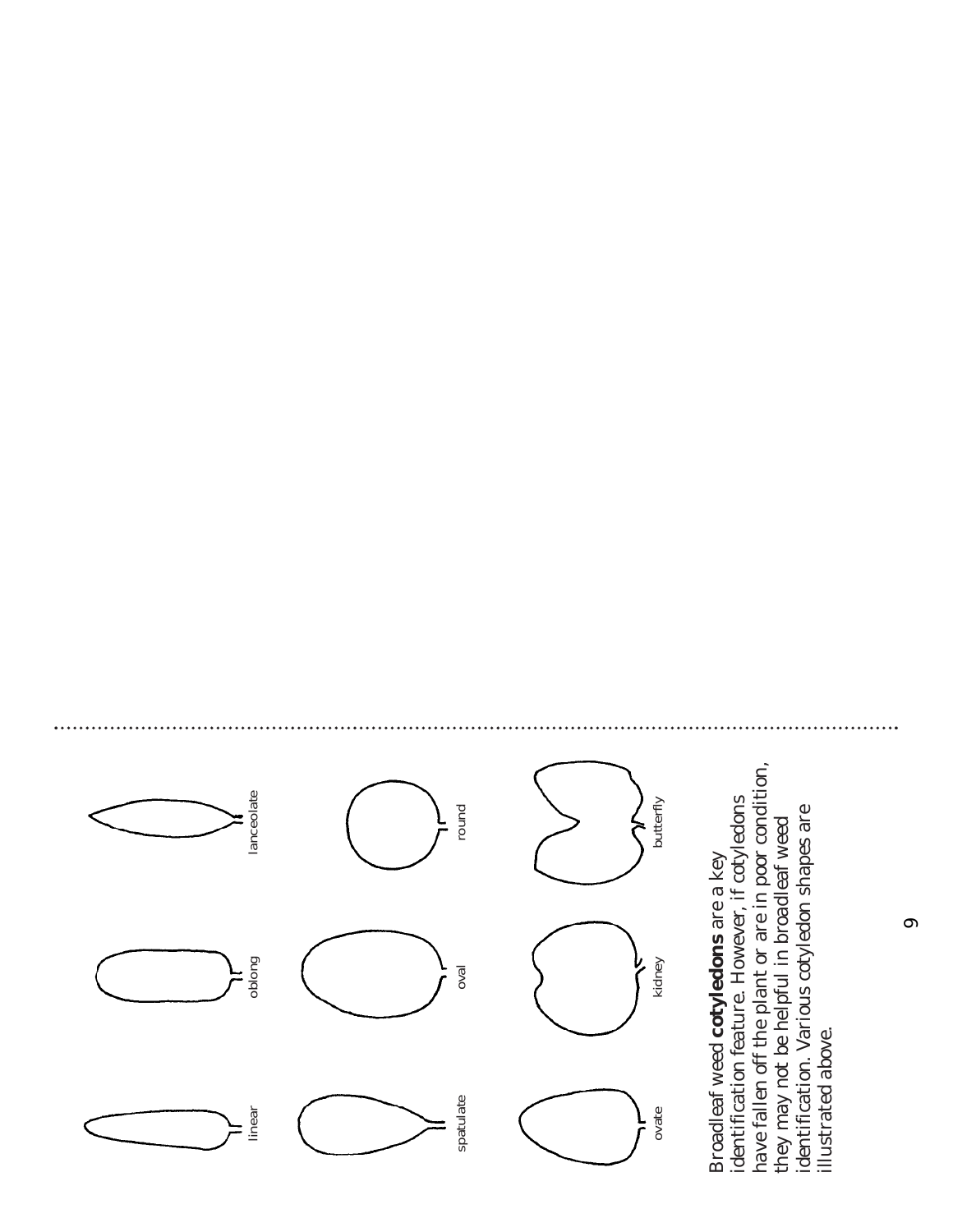linear

oblong

lanceolate

spatulate

oval

round

ovate

kidney

butterfly

Broadleaf weed **cotyledons** are a key identification feature. However, if cotyledons have fallen off the plant or are in poor condition, they may not be helpful in broadleaf weed identification. Various cotyledon shapes are illustrated above.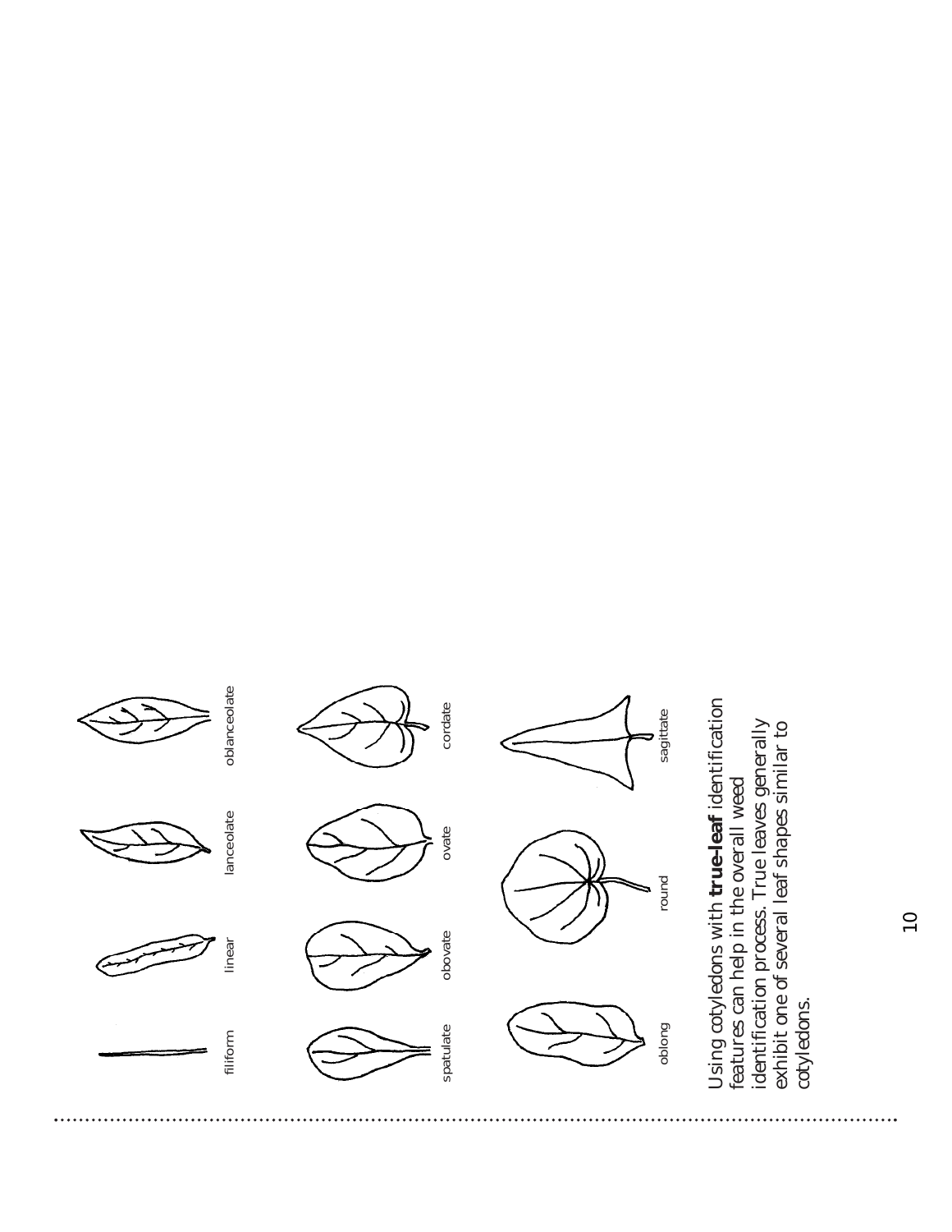filiform

linear

lanceolate

oblanceolate

spatulate

obovate

ovate

cordate

oblong

round

sagittate

Using cotyledons with **true-leaf** identification features can help in the overall weed identification process. True leaves generally exhibit one of several leaf shapes similar to cotyledons.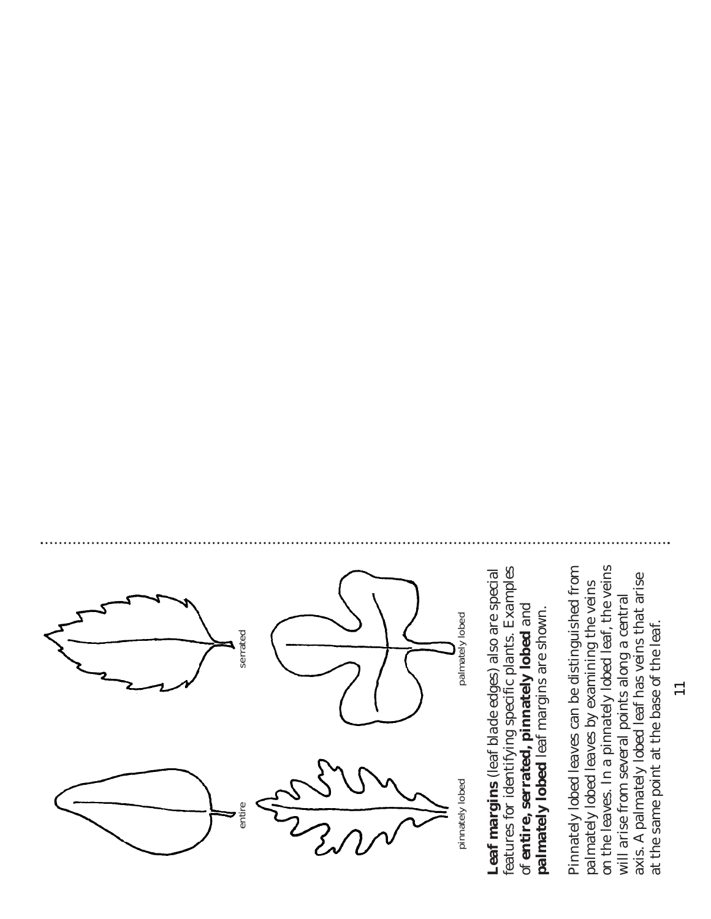entire

serrated

pinnately lobed

palmately lobed

**Leaf margins** (leaf blade edges) also are special features for identifying specific plants. Examples of **entire, serrated, pinnately lobed** and **palmately lobed** leaf margins are shown.

Pinnately lobed leaves can be distinguished from palmately lobed leaves by examining the veins on the leaves. In a pinnately lobed leaf, the veins will arise from several points along a central axis. A palmately lobed leaf has veins that arise at the same point at the base of the leaf.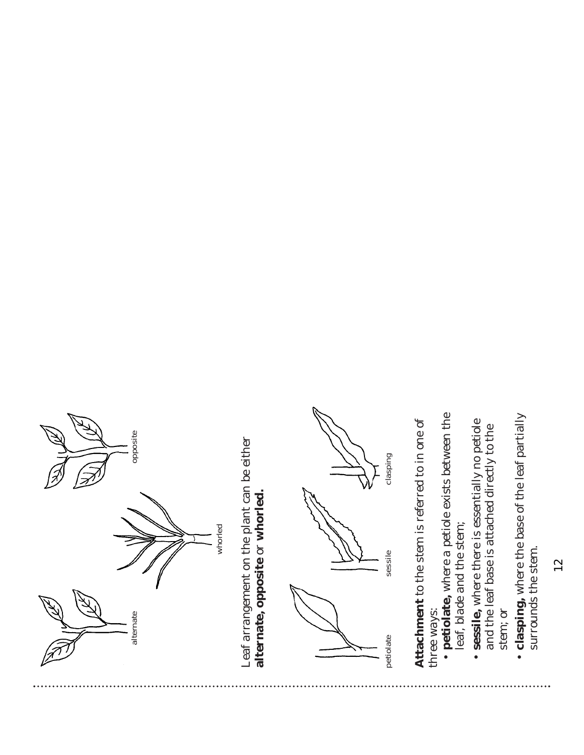alternate

whorled

opposite

Leaf arrangement on the plant can be either **alternate, opposite** or **whorled.**

petiolate

sessile

clasping

**Attachment** to the stem is referred to in one of three ways:

- **petiolate,** where a petiole exists between the leaf, blade and the stem;
- **sessile,** where there is essentially no petiole and the leaf base is attached directly to the stem; or
- **clasping,** where the base of the leaf partially surrounds the stem.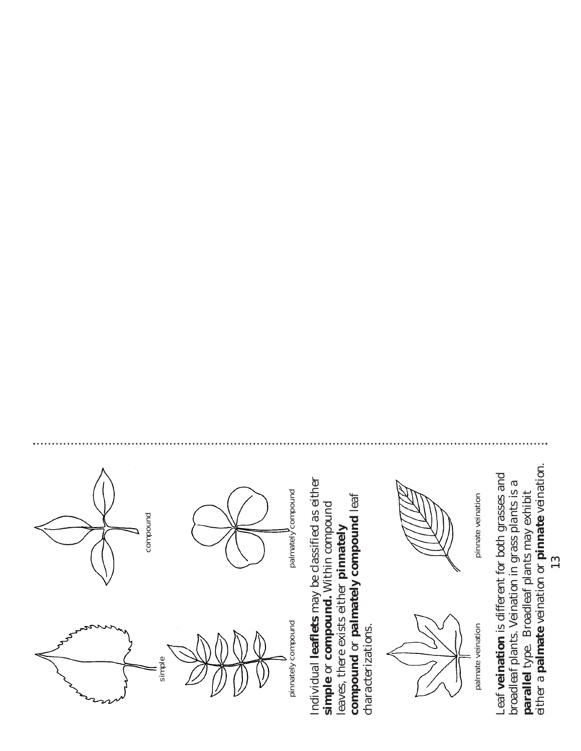simple

compound

pinnately compound

palmately compound

Individual **leaflets** may be classified as either **simple** or **compound.** Within compound leaves, there exists either **pinnately compound** or **palmately compound** leaf characterizations.

palmate veination

pinnate veination

Leaf **veination** is different for both grasses and broadleaf plants. Veination in grass plants is a **parallel** type. Broadleaf plants may exhibit either a **palmate** veination or **pinnate** veination.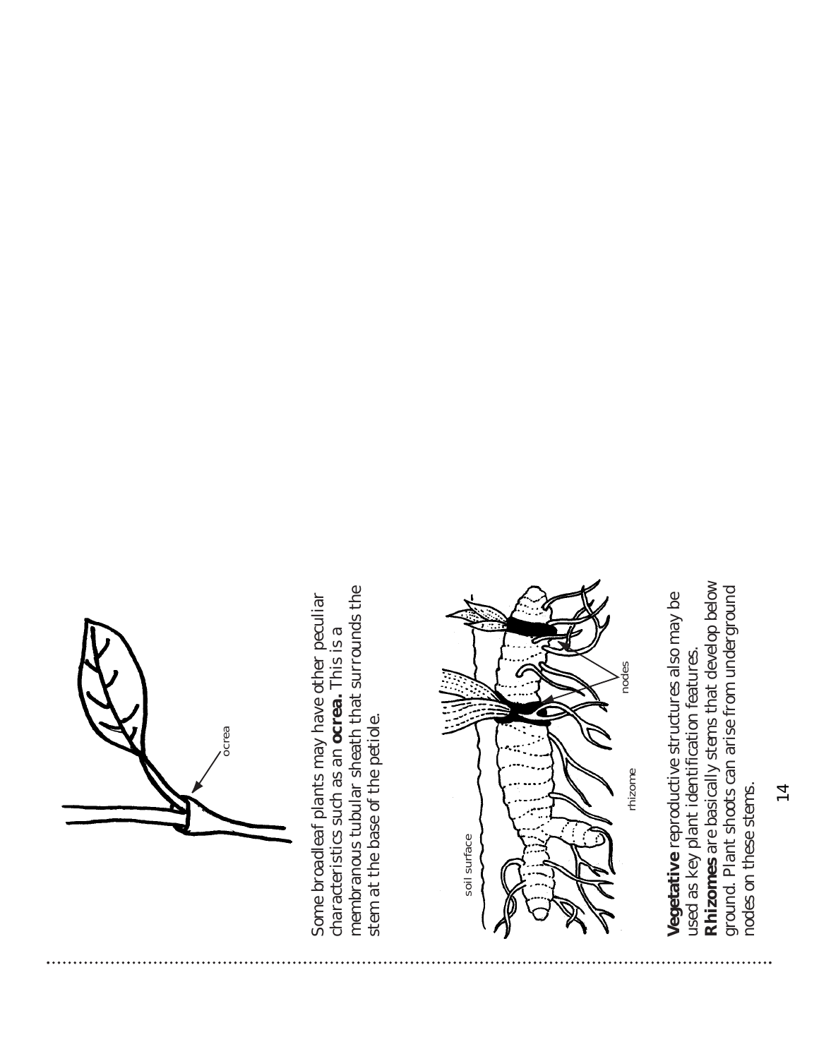Some broadleaf plants may have other peculiar characteristics such as an **ocrea.** This is a membranous tubular sheath that surrounds the stem at the base of the petiole.

**Vegetative** reproductive structures also may be used as key plant identification features.

**Rhizomes** are basically stems that develop below ground. Plant shoots can arise from underground nodes on these stems.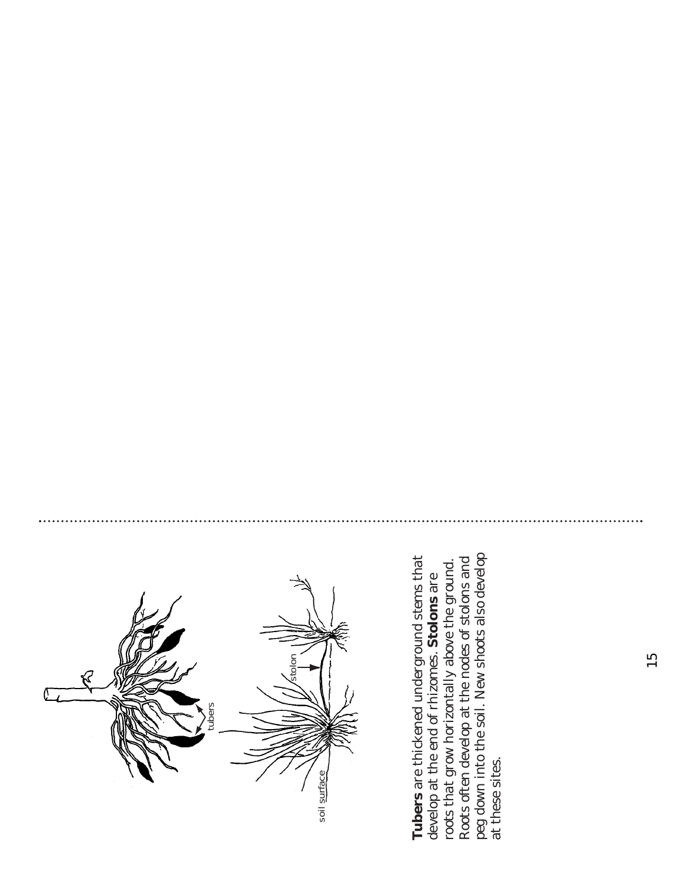**Tubers** are thickened underground stems that develop at the end of rhizomes. **Stolons** are roots that grow horizontally above the ground. Roots often develop at the nodes of stolons and peg down into the soil. New shoots also develop at these sites.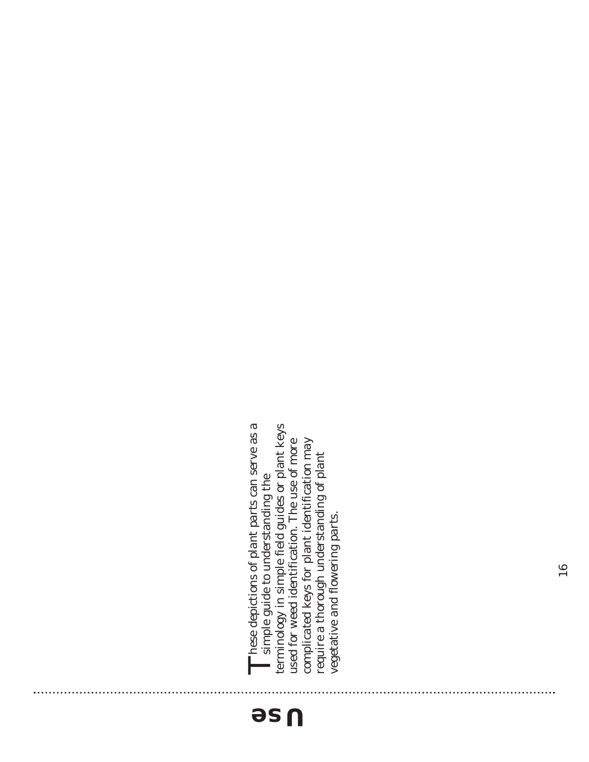# Use

These depictions of plant parts can serve as a simple guide to understanding the terminology in simple field guides or plant keys used for weed identification. The use of more complicated keys for plant identification may require a thorough understanding of plant vegetative and flowering parts.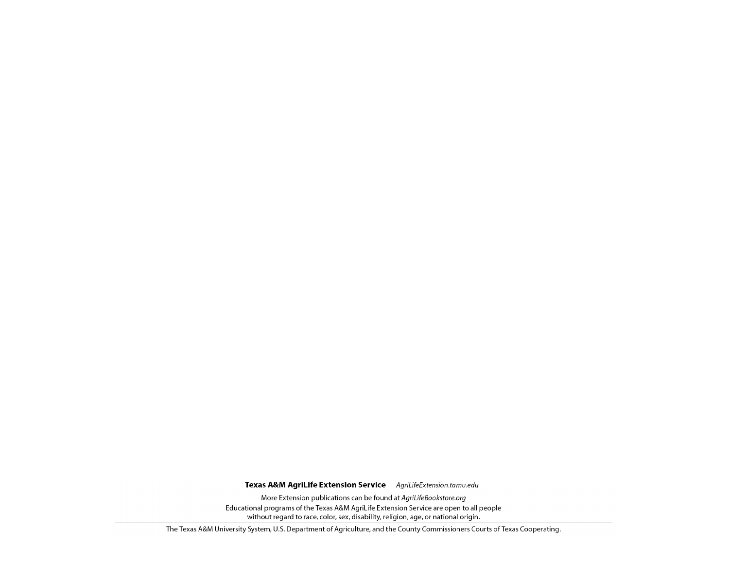**Texas A&M AgriLife Extension Service** *AgriLifeExtension.tamu.edu*

More Extension publications can be found at *AgriLifeBookstore.org*

Educational programs of the Texas A&M AgriLife Extension Service are open to all people without regard to race, color, sex, disability, religion, age, or national origin.

---

The Texas A&M University System, U.S. Department of Agriculture, and the County Commissioners Courts of Texas Cooperating.